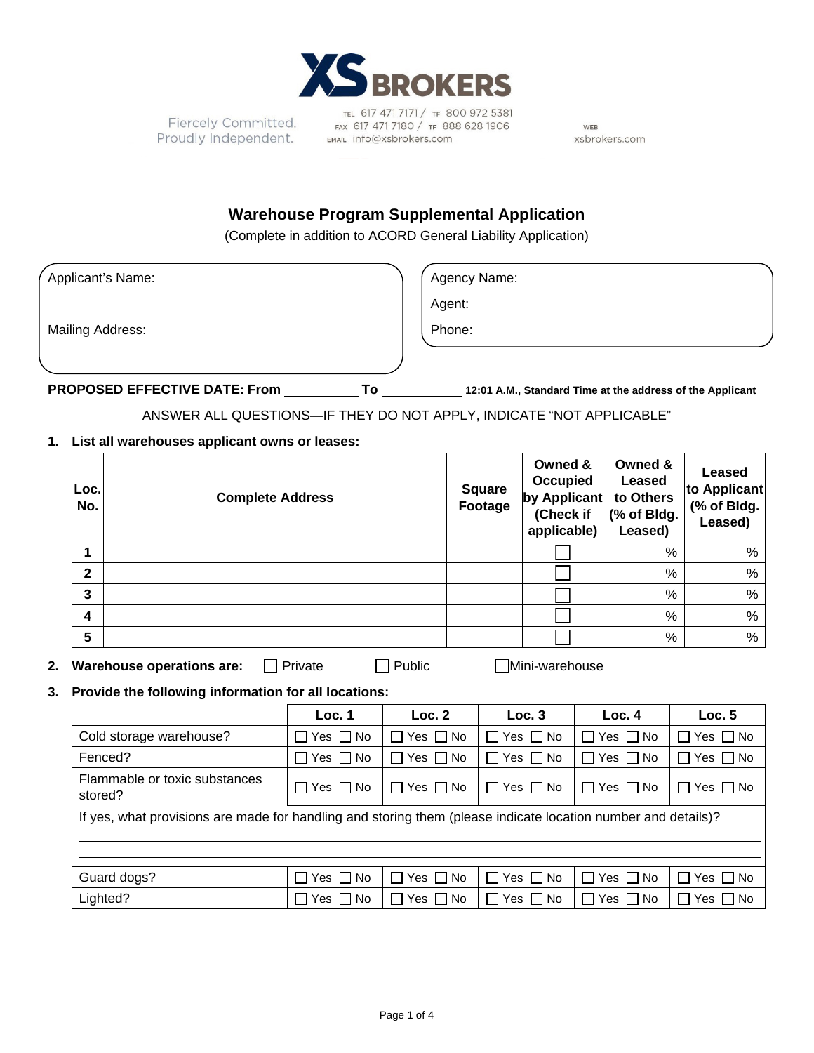XS BROKERS

Fiercely Committed. Proudly Independent.

TEL 617 471 7171 / TF 800 972 5381
FAX 617 471 7180 / TF 888 628 1906
EMAIL info@xsbrokers.com

WEB xsbrokers.com

# Warehouse Program Supplemental Application

(Complete in addition to ACORD General Liability Application)

Applicant's Name: ______________________________

______________________________

Mailing Address: ______________________________

______________________________

Agency Name: ______________________________

Agent: ______________________________

Phone: ______________________________

**PROPOSED EFFECTIVE DATE: From** __________ **To** __________ **12:01 A.M., Standard Time at the address of the Applicant**

ANSWER ALL QUESTIONS—IF THEY DO NOT APPLY, INDICATE "NOT APPLICABLE"

**1. List all warehouses applicant owns or leases:**

| Loc. No. | Complete Address | Square Footage | Owned & Occupied by Applicant (Check if applicable) | Owned & Leased to Others (% of Bldg. Leased) | Leased to Applicant (% of Bldg. Leased) |
|---|---|---|---|---|---|
| 1 | | | ☐ | % | % |
| 2 | | | ☐ | % | % |
| 3 | | | ☐ | % | % |
| 4 | | | ☐ | % | % |
| 5 | | | ☐ | % | % |

**2. Warehouse operations are:** ☐ Private ☐ Public ☐ Mini-warehouse

**3. Provide the following information for all locations:**

| | Loc. 1 | Loc. 2 | Loc. 3 | Loc. 4 | Loc. 5 |
|---|---|---|---|---|---|
| Cold storage warehouse? | ☐ Yes ☐ No | ☐ Yes ☐ No | ☐ Yes ☐ No | ☐ Yes ☐ No | ☐ Yes ☐ No |
| Fenced? | ☐ Yes ☐ No | ☐ Yes ☐ No | ☐ Yes ☐ No | ☐ Yes ☐ No | ☐ Yes ☐ No |
| Flammable or toxic substances stored? | ☐ Yes ☐ No | ☐ Yes ☐ No | ☐ Yes ☐ No | ☐ Yes ☐ No | ☐ Yes ☐ No |
| If yes, what provisions are made for handling and storing them (please indicate location number and details)? | | | | | |
| Guard dogs? | ☐ Yes ☐ No | ☐ Yes ☐ No | ☐ Yes ☐ No | ☐ Yes ☐ No | ☐ Yes ☐ No |
| Lighted? | ☐ Yes ☐ No | ☐ Yes ☐ No | ☐ Yes ☐ No | ☐ Yes ☐ No | ☐ Yes ☐ No |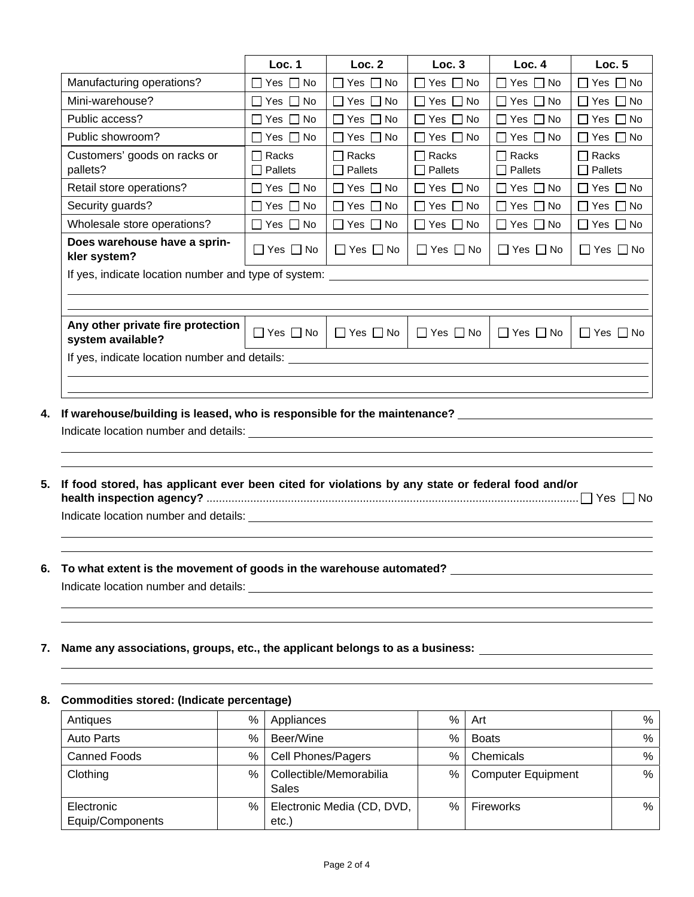| | Loc. 1 | Loc. 2 | Loc. 3 | Loc. 4 | Loc. 5 |
|---|---|---|---|---|---|
| Manufacturing operations? | ☐ Yes ☐ No | ☐ Yes ☐ No | ☐ Yes ☐ No | ☐ Yes ☐ No | ☐ Yes ☐ No |
| Mini-warehouse? | ☐ Yes ☐ No | ☐ Yes ☐ No | ☐ Yes ☐ No | ☐ Yes ☐ No | ☐ Yes ☐ No |
| Public access? | ☐ Yes ☐ No | ☐ Yes ☐ No | ☐ Yes ☐ No | ☐ Yes ☐ No | ☐ Yes ☐ No |
| Public showroom? | ☐ Yes ☐ No | ☐ Yes ☐ No | ☐ Yes ☐ No | ☐ Yes ☐ No | ☐ Yes ☐ No |
| Customers' goods on racks or pallets? | ☐ Racks ☐ Pallets | ☐ Racks ☐ Pallets | ☐ Racks ☐ Pallets | ☐ Racks ☐ Pallets | ☐ Racks ☐ Pallets |
| Retail store operations? | ☐ Yes ☐ No | ☐ Yes ☐ No | ☐ Yes ☐ No | ☐ Yes ☐ No | ☐ Yes ☐ No |
| Security guards? | ☐ Yes ☐ No | ☐ Yes ☐ No | ☐ Yes ☐ No | ☐ Yes ☐ No | ☐ Yes ☐ No |
| Wholesale store operations? | ☐ Yes ☐ No | ☐ Yes ☐ No | ☐ Yes ☐ No | ☐ Yes ☐ No | ☐ Yes ☐ No |
| **Does warehouse have a sprinkler system?** | ☐ Yes ☐ No | ☐ Yes ☐ No | ☐ Yes ☐ No | ☐ Yes ☐ No | ☐ Yes ☐ No |
| If yes, indicate location number and type of system: | | | | | |
| **Any other private fire protection system available?** | ☐ Yes ☐ No | ☐ Yes ☐ No | ☐ Yes ☐ No | ☐ Yes ☐ No | ☐ Yes ☐ No |
| If yes, indicate location number and details: | | | | | |

4. **If warehouse/building is leased, who is responsible for the maintenance?** ______________

   Indicate location number and details: ______________

5. **If food stored, has applicant ever been cited for violations by any state or federal food and/or health inspection agency?** ☐ Yes ☐ No

   Indicate location number and details: ______________

6. **To what extent is the movement of goods in the warehouse automated?** ______________

   Indicate location number and details: ______________

7. **Name any associations, groups, etc., the applicant belongs to as a business:** ______________

8. **Commodities stored: (Indicate percentage)**

| | | | | | |
|---|---|---|---|---|---|
| Antiques | % | Appliances | % | Art | % |
| Auto Parts | % | Beer/Wine | % | Boats | % |
| Canned Foods | % | Cell Phones/Pagers | % | Chemicals | % |
| Clothing | % | Collectible/Memorabilia Sales | % | Computer Equipment | % |
| Electronic Equip/Components | % | Electronic Media (CD, DVD, etc.) | % | Fireworks | % |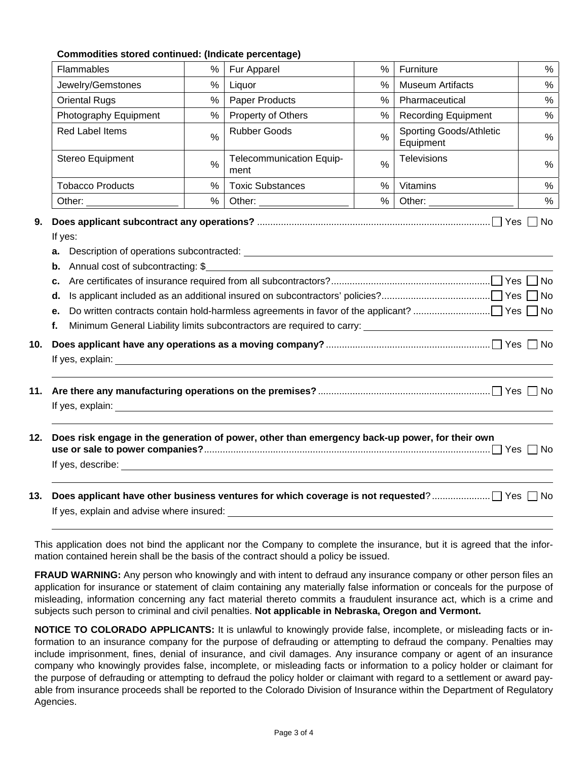**Commodities stored continued: (Indicate percentage)**

| | | | | | |
|---|---|---|---|---|---|
| Flammables | % | Fur Apparel | % | Furniture | % |
| Jewelry/Gemstones | % | Liquor | % | Museum Artifacts | % |
| Oriental Rugs | % | Paper Products | % | Pharmaceutical | % |
| Photography Equipment | % | Property of Others | % | Recording Equipment | % |
| Red Label Items | % | Rubber Goods | % | Sporting Goods/Athletic Equipment | % |
| Stereo Equipment | % | Telecommunication Equipment | % | Televisions | % |
| Tobacco Products | % | Toxic Substances | % | Vitamins | % |
| Other: ________________ | % | Other: ________________ | % | Other: ________________ | % |

**9. Does applicant subcontract any operations?** ☐ Yes ☐ No

If yes:

**a.** Description of operations subcontracted: ________________

**b.** Annual cost of subcontracting: $________________

**c.** Are certificates of insurance required from all subcontractors? ☐ Yes ☐ No

**d.** Is applicant included as an additional insured on subcontractors' policies? ☐ Yes ☐ No

**e.** Do written contracts contain hold-harmless agreements in favor of the applicant? ☐ Yes ☐ No

**f.** Minimum General Liability limits subcontractors are required to carry: ________________

**10. Does applicant have any operations as a moving company?** ☐ Yes ☐ No

If yes, explain: ________________

**11. Are there any manufacturing operations on the premises?** ☐ Yes ☐ No

If yes, explain: ________________

**12. Does risk engage in the generation of power, other than emergency back-up power, for their own use or sale to power companies?** ☐ Yes ☐ No

If yes, describe: ________________

**13. Does applicant have other business ventures for which coverage is not requested**? ☐ Yes ☐ No

If yes, explain and advise where insured: ________________

This application does not bind the applicant nor the Company to complete the insurance, but it is agreed that the information contained herein shall be the basis of the contract should a policy be issued.

**FRAUD WARNING:** Any person who knowingly and with intent to defraud any insurance company or other person files an application for insurance or statement of claim containing any materially false information or conceals for the purpose of misleading, information concerning any fact material thereto commits a fraudulent insurance act, which is a crime and subjects such person to criminal and civil penalties. **Not applicable in Nebraska, Oregon and Vermont.**

**NOTICE TO COLORADO APPLICANTS:** It is unlawful to knowingly provide false, incomplete, or misleading facts or information to an insurance company for the purpose of defrauding or attempting to defraud the company. Penalties may include imprisonment, fines, denial of insurance, and civil damages. Any insurance company or agent of an insurance company who knowingly provides false, incomplete, or misleading facts or information to a policy holder or claimant for the purpose of defrauding or attempting to defraud the policy holder or claimant with regard to a settlement or award payable from insurance proceeds shall be reported to the Colorado Division of Insurance within the Department of Regulatory Agencies.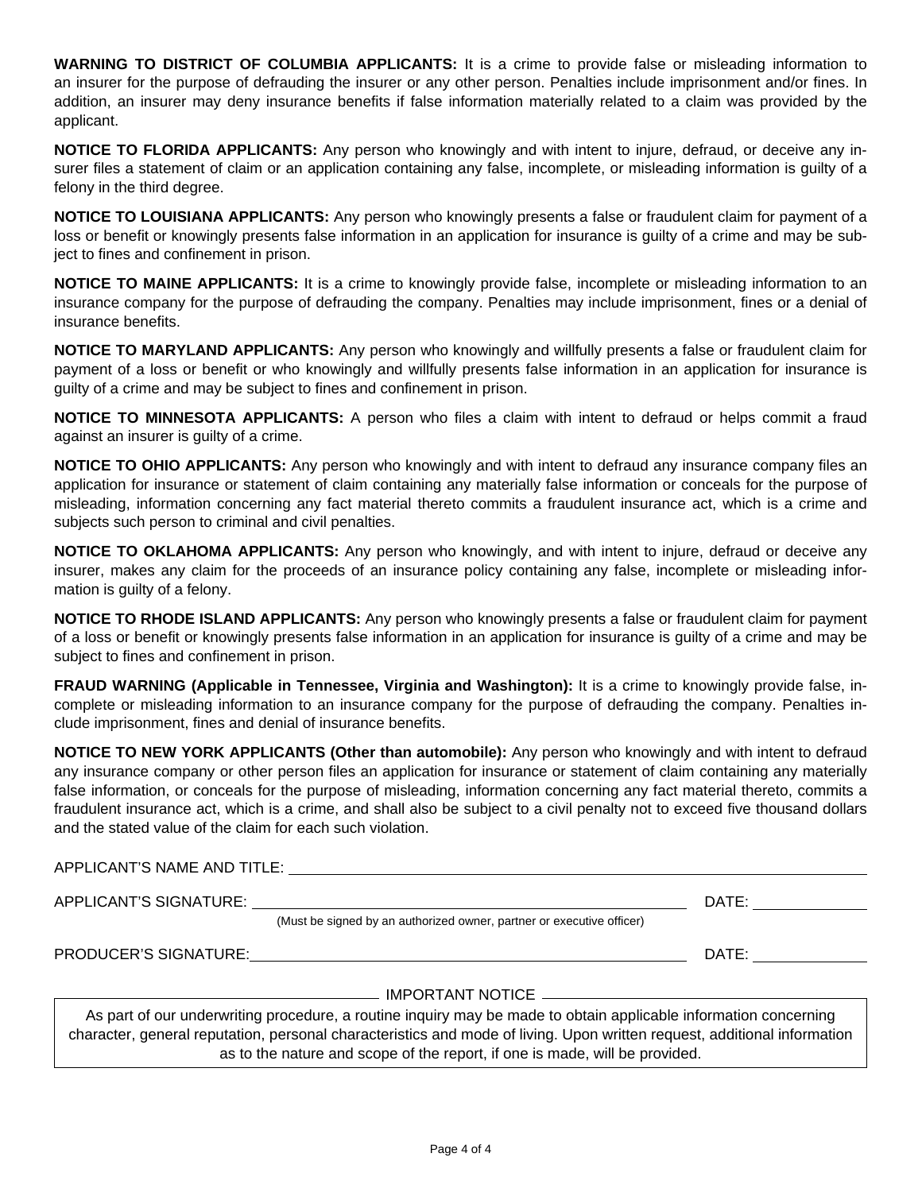**WARNING TO DISTRICT OF COLUMBIA APPLICANTS:** It is a crime to provide false or misleading information to an insurer for the purpose of defrauding the insurer or any other person. Penalties include imprisonment and/or fines. In addition, an insurer may deny insurance benefits if false information materially related to a claim was provided by the applicant.

**NOTICE TO FLORIDA APPLICANTS:** Any person who knowingly and with intent to injure, defraud, or deceive any insurer files a statement of claim or an application containing any false, incomplete, or misleading information is guilty of a felony in the third degree.

**NOTICE TO LOUISIANA APPLICANTS:** Any person who knowingly presents a false or fraudulent claim for payment of a loss or benefit or knowingly presents false information in an application for insurance is guilty of a crime and may be subject to fines and confinement in prison.

**NOTICE TO MAINE APPLICANTS:** It is a crime to knowingly provide false, incomplete or misleading information to an insurance company for the purpose of defrauding the company. Penalties may include imprisonment, fines or a denial of insurance benefits.

**NOTICE TO MARYLAND APPLICANTS:** Any person who knowingly and willfully presents a false or fraudulent claim for payment of a loss or benefit or who knowingly and willfully presents false information in an application for insurance is guilty of a crime and may be subject to fines and confinement in prison.

**NOTICE TO MINNESOTA APPLICANTS:** A person who files a claim with intent to defraud or helps commit a fraud against an insurer is guilty of a crime.

**NOTICE TO OHIO APPLICANTS:** Any person who knowingly and with intent to defraud any insurance company files an application for insurance or statement of claim containing any materially false information or conceals for the purpose of misleading, information concerning any fact material thereto commits a fraudulent insurance act, which is a crime and subjects such person to criminal and civil penalties.

**NOTICE TO OKLAHOMA APPLICANTS:** Any person who knowingly, and with intent to injure, defraud or deceive any insurer, makes any claim for the proceeds of an insurance policy containing any false, incomplete or misleading information is guilty of a felony.

**NOTICE TO RHODE ISLAND APPLICANTS:** Any person who knowingly presents a false or fraudulent claim for payment of a loss or benefit or knowingly presents false information in an application for insurance is guilty of a crime and may be subject to fines and confinement in prison.

**FRAUD WARNING (Applicable in Tennessee, Virginia and Washington):** It is a crime to knowingly provide false, incomplete or misleading information to an insurance company for the purpose of defrauding the company. Penalties include imprisonment, fines and denial of insurance benefits.

**NOTICE TO NEW YORK APPLICANTS (Other than automobile):** Any person who knowingly and with intent to defraud any insurance company or other person files an application for insurance or statement of claim containing any materially false information, or conceals for the purpose of misleading, information concerning any fact material thereto, commits a fraudulent insurance act, which is a crime, and shall also be subject to a civil penalty not to exceed five thousand dollars and the stated value of the claim for each such violation.

APPLICANT'S NAME AND TITLE: ____________________

APPLICANT'S SIGNATURE: ____________________ DATE: __________

(Must be signed by an authorized owner, partner or executive officer)

PRODUCER'S SIGNATURE: ____________________ DATE: __________

IMPORTANT NOTICE

As part of our underwriting procedure, a routine inquiry may be made to obtain applicable information concerning character, general reputation, personal characteristics and mode of living. Upon written request, additional information as to the nature and scope of the report, if one is made, will be provided.